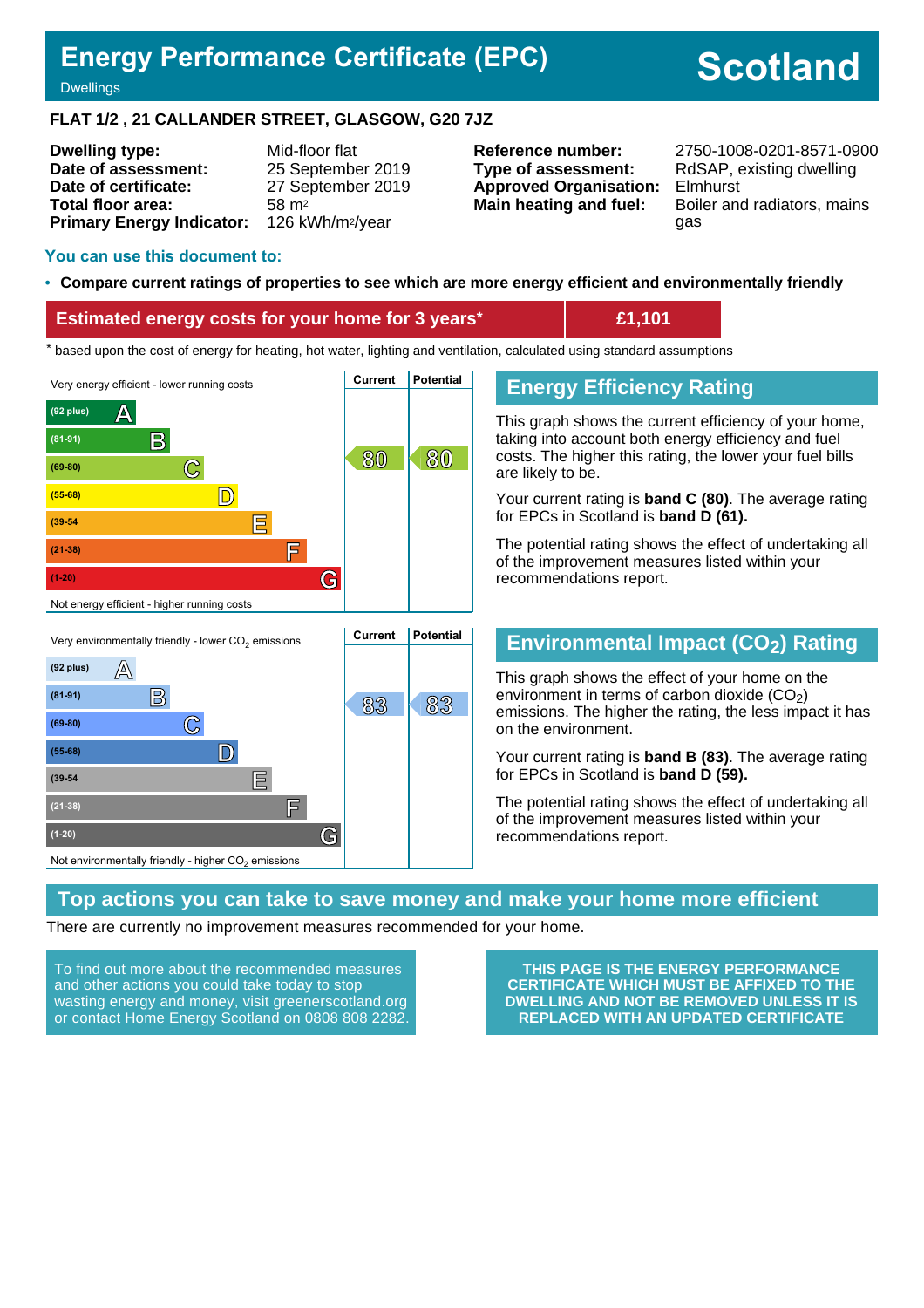# Energy Performance Certificate (EPC)

Dwellings

**Scotland**

**FLAT 1/2 , 21 CALLANDER STREET, GLASGOW, G20 7JZ**

| | | | |
|---|---|---|---|
| **Dwelling type:** | Mid-floor flat | **Reference number:** | 2750-1008-0201-8571-0900 |
| **Date of assessment:** | 25 September 2019 | **Type of assessment:** | RdSAP, existing dwelling |
| **Date of certificate:** | 27 September 2019 | **Approved Organisation:** | Elmhurst |
| **Total floor area:** | 58 m² | **Main heating and fuel:** | Boiler and radiators, mains gas |
| **Primary Energy Indicator:** | 126 kWh/m²/year | | |

## You can use this document to:

- **Compare current ratings of properties to see which are more energy efficient and environmentally friendly**

| **Estimated energy costs for your home for 3 years*** | **£1,101** |
|---|---|

\* based upon the cost of energy for heating, hot water, lighting and ventilation, calculated using standard assumptions

| Very energy efficient - lower running costs | Current | Potential |
|---|---|---|
| (92 plus) A | | |
| (81-91) B | | |
| (69-80) C | 80 | 80 |
| (55-68) D | | |
| (39-54) E | | |
| (21-38) F | | |
| (1-20) G | | |
| Not energy efficient - higher running costs | | |

## Energy Efficiency Rating

This graph shows the current efficiency of your home, taking into account both energy efficiency and fuel costs. The higher this rating, the lower your fuel bills are likely to be.

Your current rating is **band C (80)**. The average rating for EPCs in Scotland is **band D (61).**

The potential rating shows the effect of undertaking all of the improvement measures listed within your recommendations report.

| Very environmentally friendly - lower $CO_2$ emissions | Current | Potential |
|---|---|---|
| (92 plus) A | | |
| (81-91) B | 83 | 83 |
| (69-80) C | | |
| (55-68) D | | |
| (39-54) E | | |
| (21-38) F | | |
| (1-20) G | | |
| Not environmentally friendly - higher $CO_2$ emissions | | |

## Environmental Impact ($CO_2$) Rating

This graph shows the effect of your home on the environment in terms of carbon dioxide ($CO_2$) emissions. The higher the rating, the less impact it has on the environment.

Your current rating is **band B (83)**. The average rating for EPCs in Scotland is **band D (59).**

The potential rating shows the effect of undertaking all of the improvement measures listed within your recommendations report.

## Top actions you can take to save money and make your home more efficient

There are currently no improvement measures recommended for your home.

To find out more about the recommended measures and other actions you could take today to stop wasting energy and money, visit greenerscotland.org or contact Home Energy Scotland on 0808 808 2282.

**THIS PAGE IS THE ENERGY PERFORMANCE CERTIFICATE WHICH MUST BE AFFIXED TO THE DWELLING AND NOT BE REMOVED UNLESS IT IS REPLACED WITH AN UPDATED CERTIFICATE**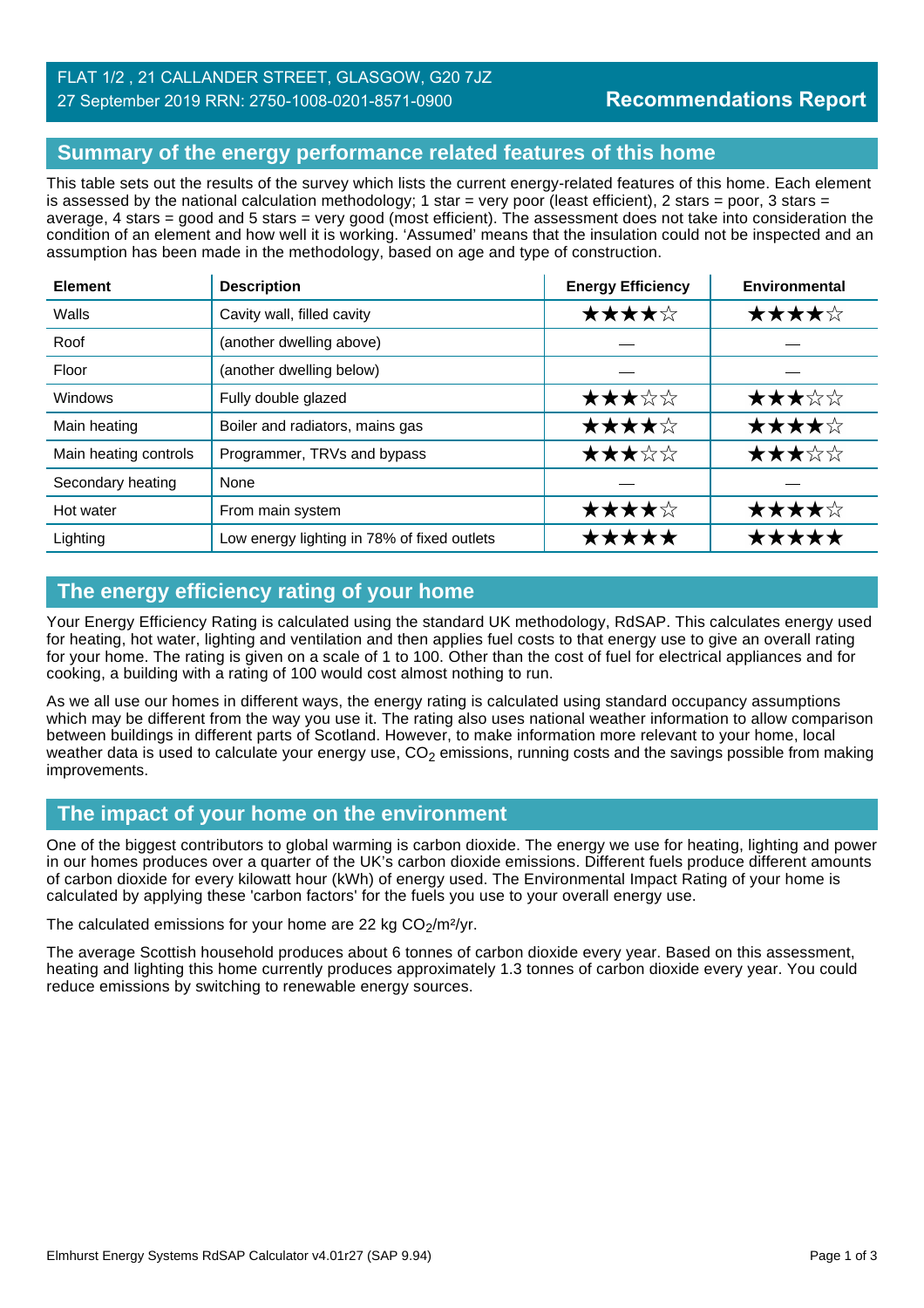FLAT 1/2 , 21 CALLANDER STREET, GLASGOW, G20 7JZ
27 September 2019 RRN: 2750-1008-0201-8571-0900

**Recommendations Report**

## Summary of the energy performance related features of this home

This table sets out the results of the survey which lists the current energy-related features of this home. Each element is assessed by the national calculation methodology; 1 star = very poor (least efficient), 2 stars = poor, 3 stars = average, 4 stars = good and 5 stars = very good (most efficient). The assessment does not take into consideration the condition of an element and how well it is working. 'Assumed' means that the insulation could not be inspected and an assumption has been made in the methodology, based on age and type of construction.

| Element | Description | Energy Efficiency | Environmental |
|---|---|---|---|
| Walls | Cavity wall, filled cavity | ★★★★☆ | ★★★★☆ |
| Roof | (another dwelling above) | — | — |
| Floor | (another dwelling below) | — | — |
| Windows | Fully double glazed | ★★★☆☆ | ★★★☆☆ |
| Main heating | Boiler and radiators, mains gas | ★★★★☆ | ★★★★☆ |
| Main heating controls | Programmer, TRVs and bypass | ★★★☆☆ | ★★★☆☆ |
| Secondary heating | None | — | — |
| Hot water | From main system | ★★★★☆ | ★★★★☆ |
| Lighting | Low energy lighting in 78% of fixed outlets | ★★★★★ | ★★★★★ |

## The energy efficiency rating of your home

Your Energy Efficiency Rating is calculated using the standard UK methodology, RdSAP. This calculates energy used for heating, hot water, lighting and ventilation and then applies fuel costs to that energy use to give an overall rating for your home. The rating is given on a scale of 1 to 100. Other than the cost of fuel for electrical appliances and for cooking, a building with a rating of 100 would cost almost nothing to run.

As we all use our homes in different ways, the energy rating is calculated using standard occupancy assumptions which may be different from the way you use it. The rating also uses national weather information to allow comparison between buildings in different parts of Scotland. However, to make information more relevant to your home, local weather data is used to calculate your energy use, $CO_2$ emissions, running costs and the savings possible from making improvements.

## The impact of your home on the environment

One of the biggest contributors to global warming is carbon dioxide. The energy we use for heating, lighting and power in our homes produces over a quarter of the UK's carbon dioxide emissions. Different fuels produce different amounts of carbon dioxide for every kilowatt hour (kWh) of energy used. The Environmental Impact Rating of your home is calculated by applying these 'carbon factors' for the fuels you use to your overall energy use.

The calculated emissions for your home are 22 kg $CO_2/m^2/yr$.

The average Scottish household produces about 6 tonnes of carbon dioxide every year. Based on this assessment, heating and lighting this home currently produces approximately 1.3 tonnes of carbon dioxide every year. You could reduce emissions by switching to renewable energy sources.

Elmhurst Energy Systems RdSAP Calculator v4.01r27 (SAP 9.94)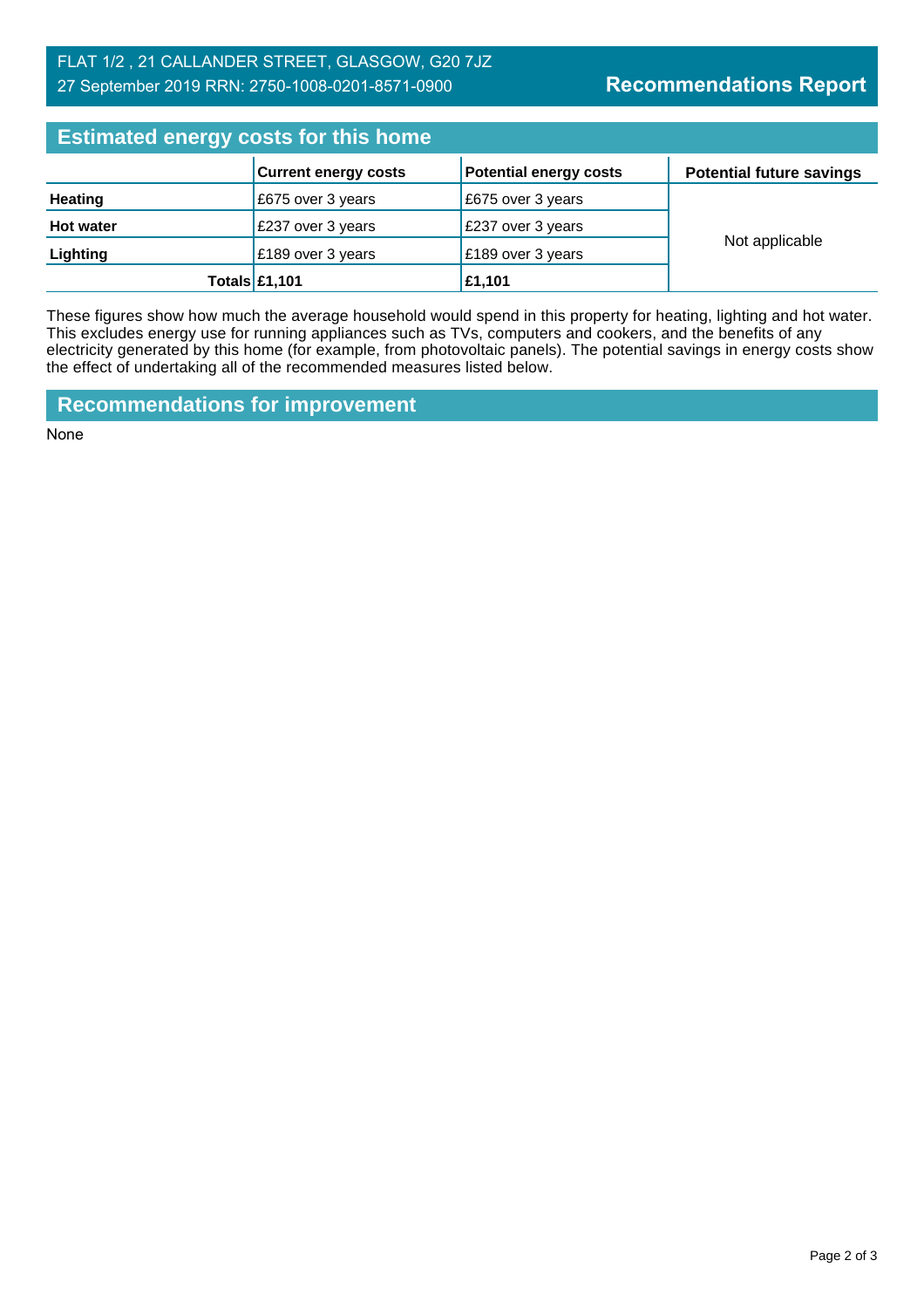FLAT 1/2 , 21 CALLANDER STREET, GLASGOW, G20 7JZ
27 September 2019 RRN: 2750-1008-0201-8571-0900

**Recommendations Report**

## Estimated energy costs for this home

| | Current energy costs | Potential energy costs | Potential future savings |
|---|---|---|---|
| **Heating** | £675 over 3 years | £675 over 3 years | Not applicable |
| **Hot water** | £237 over 3 years | £237 over 3 years | |
| **Lighting** | £189 over 3 years | £189 over 3 years | |
| **Totals** | **£1,101** | **£1,101** | |

These figures show how much the average household would spend in this property for heating, lighting and hot water. This excludes energy use for running appliances such as TVs, computers and cookers, and the benefits of any electricity generated by this home (for example, from photovoltaic panels). The potential savings in energy costs show the effect of undertaking all of the recommended measures listed below.

## Recommendations for improvement

None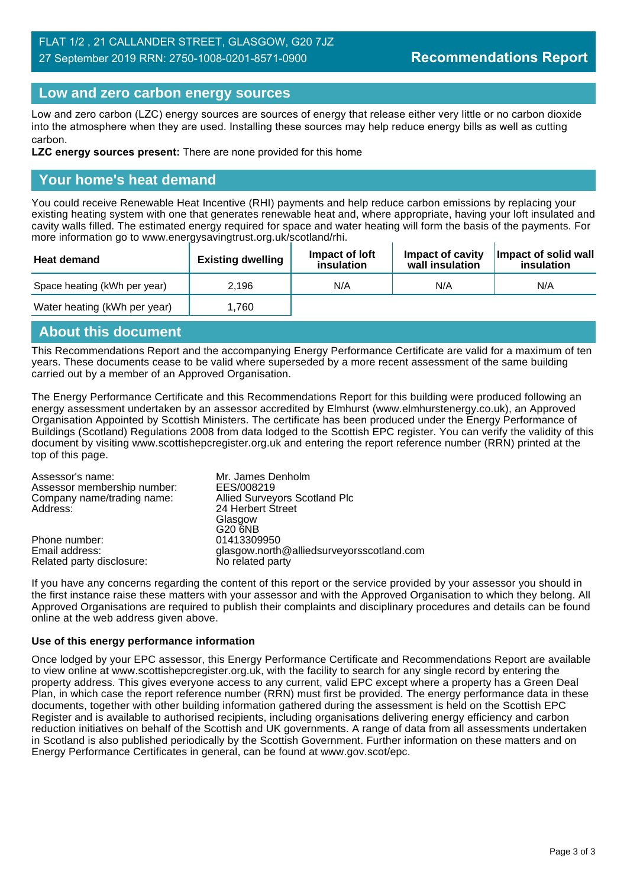FLAT 1/2 , 21 CALLANDER STREET, GLASGOW, G20 7JZ
27 September 2019 RRN: 2750-1008-0201-8571-0900

**Recommendations Report**

## Low and zero carbon energy sources

Low and zero carbon (LZC) energy sources are sources of energy that release either very little or no carbon dioxide into the atmosphere when they are used. Installing these sources may help reduce energy bills as well as cutting carbon.

**LZC energy sources present:** There are none provided for this home

## Your home's heat demand

You could receive Renewable Heat Incentive (RHI) payments and help reduce carbon emissions by replacing your existing heating system with one that generates renewable heat and, where appropriate, having your loft insulated and cavity walls filled. The estimated energy required for space and water heating will form the basis of the payments. For more information go to www.energysavingtrust.org.uk/scotland/rhi.

| Heat demand | Existing dwelling | Impact of loft insulation | Impact of cavity wall insulation | Impact of solid wall insulation |
|---|---|---|---|---|
| Space heating (kWh per year) | 2,196 | N/A | N/A | N/A |
| Water heating (kWh per year) | 1,760 | | | |

## About this document

This Recommendations Report and the accompanying Energy Performance Certificate are valid for a maximum of ten years. These documents cease to be valid where superseded by a more recent assessment of the same building carried out by a member of an Approved Organisation.

The Energy Performance Certificate and this Recommendations Report for this building were produced following an energy assessment undertaken by an assessor accredited by Elmhurst (www.elmhurstenergy.co.uk), an Approved Organisation Appointed by Scottish Ministers. The certificate has been produced under the Energy Performance of Buildings (Scotland) Regulations 2008 from data lodged to the Scottish EPC register. You can verify the validity of this document by visiting www.scottishepcregister.org.uk and entering the report reference number (RRN) printed at the top of this page.

| | |
|---|---|
| Assessor's name: | Mr. James Denholm |
| Assessor membership number: | EES/008219 |
| Company name/trading name: | Allied Surveyors Scotland Plc |
| Address: | 24 Herbert Street<br>Glasgow<br>G20 6NB |
| Phone number: | 01413309950 |
| Email address: | glasgow.north@alliedsurveyorsscotland.com |
| Related party disclosure: | No related party |

If you have any concerns regarding the content of this report or the service provided by your assessor you should in the first instance raise these matters with your assessor and with the Approved Organisation to which they belong. All Approved Organisations are required to publish their complaints and disciplinary procedures and details can be found online at the web address given above.

#### Use of this energy performance information

Once lodged by your EPC assessor, this Energy Performance Certificate and Recommendations Report are available to view online at www.scottishepcregister.org.uk, with the facility to search for any single record by entering the property address. This gives everyone access to any current, valid EPC except where a property has a Green Deal Plan, in which case the report reference number (RRN) must first be provided. The energy performance data in these documents, together with other building information gathered during the assessment is held on the Scottish EPC Register and is available to authorised recipients, including organisations delivering energy efficiency and carbon reduction initiatives on behalf of the Scottish and UK governments. A range of data from all assessments undertaken in Scotland is also published periodically by the Scottish Government. Further information on these matters and on Energy Performance Certificates in general, can be found at www.gov.scot/epc.